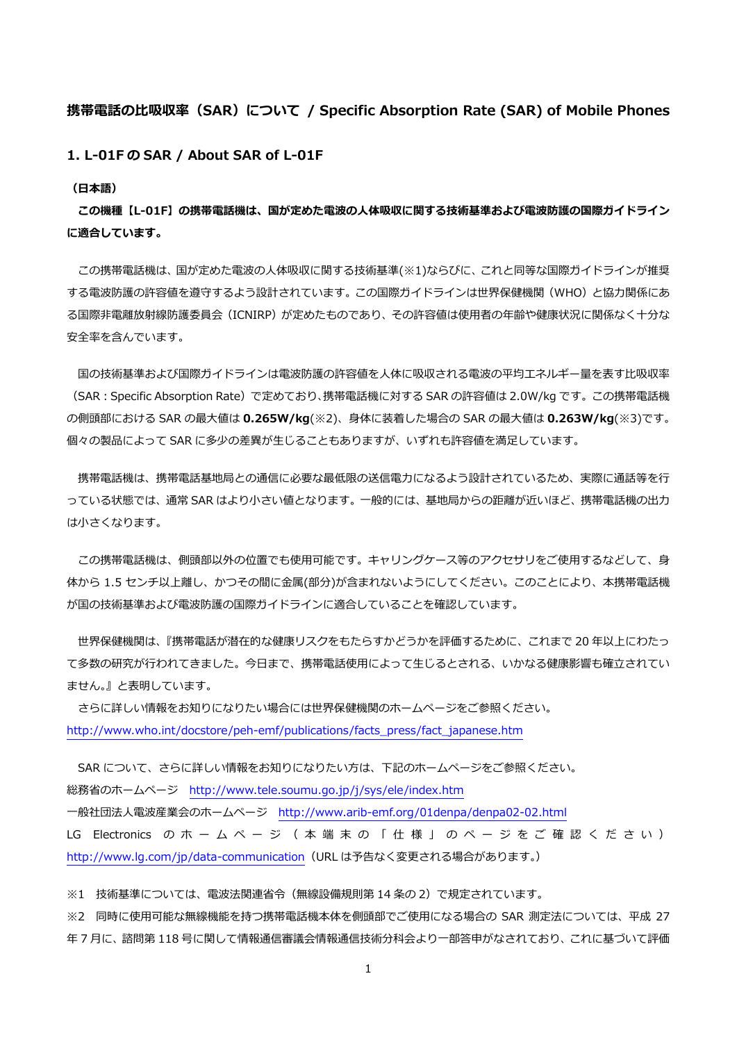## 携帯電話の比吸収率（SAR）について / Specific Absorption Rate (SAR) of Mobile Phones

### 1. L-01F の SAR / About SAR of L-01F

**（日本語）**

**この機種【L-01F】の携帯電話機は、国が定めた電波の人体吸収に関する技術基準および電波防護の国際ガイドラインに適合しています。**

この携帯電話機は、国が定めた電波の人体吸収に関する技術基準(※1)ならびに、これと同等な国際ガイドラインが推奨する電波防護の許容値を遵守するよう設計されています。この国際ガイドラインは世界保健機関（WHO）と協力関係にある国際非電離放射線防護委員会（ICNIRP）が定めたものであり、その許容値は使用者の年齢や健康状況に関係なく十分な安全率を含んでいます。

国の技術基準および国際ガイドラインは電波防護の許容値を人体に吸収される電波の平均エネルギー量を表す比吸収率（SAR：Specific Absorption Rate）で定めており、携帯電話機に対する SAR の許容値は 2.0W/kg です。この携帯電話機の側頭部における SAR の最大値は **0.265W/kg**(※2)、身体に装着した場合の SAR の最大値は **0.263W/kg**(※3)です。個々の製品によって SAR に多少の差異が生じることもありますが、いずれも許容値を満足しています。

携帯電話機は、携帯電話基地局との通信に必要な最低限の送信電力になるよう設計されているため、実際に通話等を行っている状態では、通常 SAR はより小さい値となります。一般的には、基地局からの距離が近いほど、携帯電話機の出力は小さくなります。

この携帯電話機は、側頭部以外の位置でも使用可能です。キャリングケース等のアクセサリをご使用するなどして、身体から 1.5 センチ以上離し、かつその間に金属(部分)が含まれないようにしてください。このことにより、本携帯電話機が国の技術基準および電波防護の国際ガイドラインに適合していることを確認しています。

世界保健機関は、『携帯電話が潜在的な健康リスクをもたらすかどうかを評価するために、これまで 20 年以上にわたって多数の研究が行われてきました。今日まで、携帯電話使用によって生じるとされる、いかなる健康影響も確立されていません。』と表明しています。

さらに詳しい情報をお知りになりたい場合には世界保健機関のホームページをご参照ください。
http://www.who.int/docstore/peh-emf/publications/facts_press/fact_japanese.htm

SAR について、さらに詳しい情報をお知りになりたい方は、下記のホームページをご参照ください。
総務省のホームページ　http://www.tele.soumu.go.jp/j/sys/ele/index.htm
一般社団法人電波産業会のホームページ　http://www.arib-emf.org/01denpa/denpa02-02.html
LG Electronics のホームページ（本端末の「仕様」のページをご確認ください）
http://www.lg.com/jp/data-communication（URL は予告なく変更される場合があります。）

※1　技術基準については、電波法関連省令（無線設備規則第 14 条の 2）で規定されています。
※2　同時に使用可能な無線機能を持つ携帯電話機本体を側頭部でご使用になる場合の SAR 測定法については、平成 27 年 7 月に、諮問第 118 号に関して情報通信審議会情報通信技術分科会より一部答申がなされており、これに基づいて評価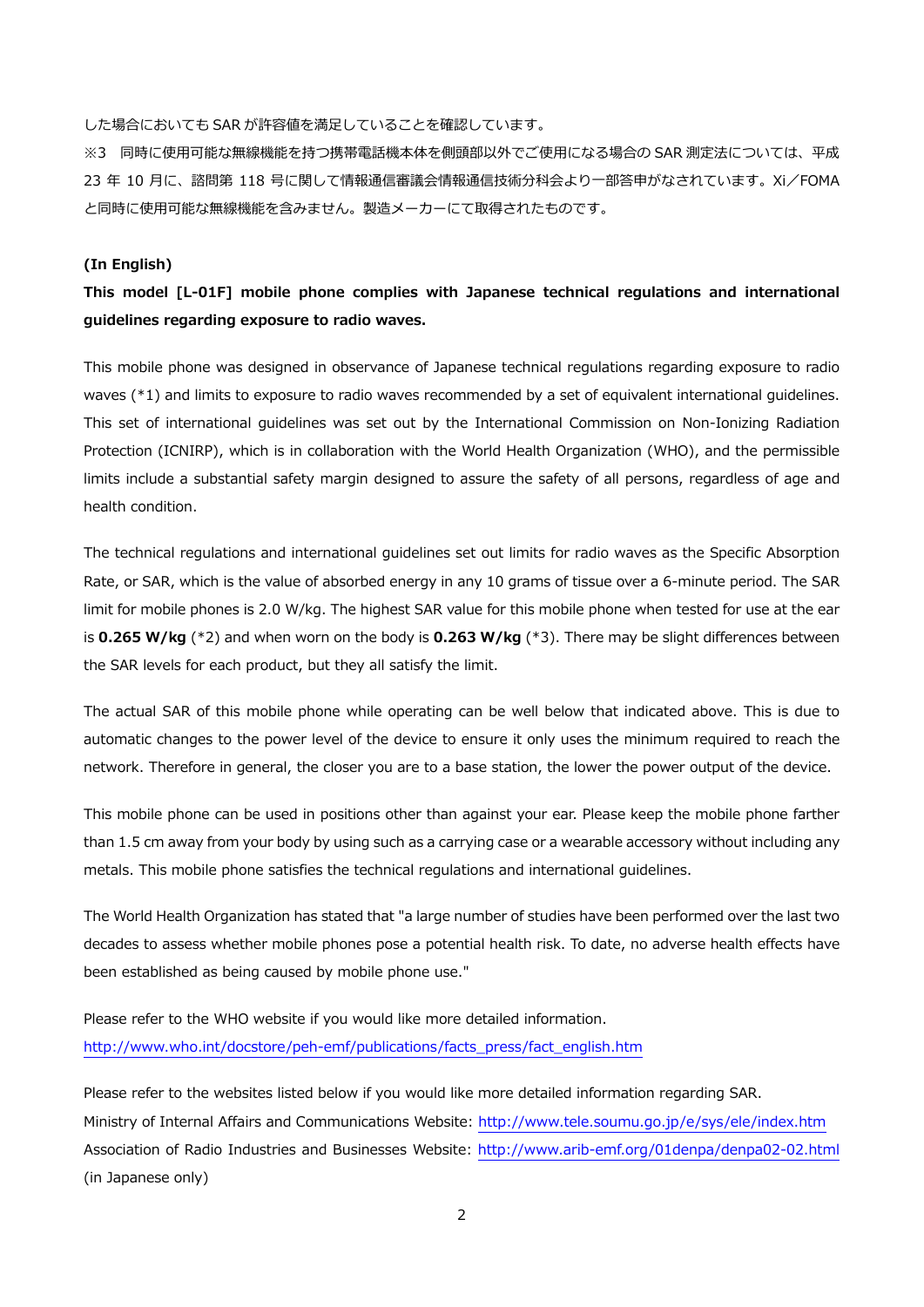した場合においても SAR が許容値を満足していることを確認しています。

※3　同時に使用可能な無線機能を持つ携帯電話機本体を側頭部以外でご使用になる場合の SAR 測定法については、平成 23 年 10 月に、諮問第 118 号に関して情報通信審議会情報通信技術分科会より一部答申がなされています。Xi／FOMA と同時に使用可能な無線機能を含みません。製造メーカーにて取得されたものです。

**(In English)**

**This model [L-01F] mobile phone complies with Japanese technical regulations and international guidelines regarding exposure to radio waves.**

This mobile phone was designed in observance of Japanese technical regulations regarding exposure to radio waves (*1) and limits to exposure to radio waves recommended by a set of equivalent international guidelines. This set of international guidelines was set out by the International Commission on Non-Ionizing Radiation Protection (ICNIRP), which is in collaboration with the World Health Organization (WHO), and the permissible limits include a substantial safety margin designed to assure the safety of all persons, regardless of age and health condition.

The technical regulations and international guidelines set out limits for radio waves as the Specific Absorption Rate, or SAR, which is the value of absorbed energy in any 10 grams of tissue over a 6-minute period. The SAR limit for mobile phones is 2.0 W/kg. The highest SAR value for this mobile phone when tested for use at the ear is **0.265 W/kg** (*2) and when worn on the body is **0.263 W/kg** (*3). There may be slight differences between the SAR levels for each product, but they all satisfy the limit.

The actual SAR of this mobile phone while operating can be well below that indicated above. This is due to automatic changes to the power level of the device to ensure it only uses the minimum required to reach the network. Therefore in general, the closer you are to a base station, the lower the power output of the device.

This mobile phone can be used in positions other than against your ear. Please keep the mobile phone farther than 1.5 cm away from your body by using such as a carrying case or a wearable accessory without including any metals. This mobile phone satisfies the technical regulations and international guidelines.

The World Health Organization has stated that "a large number of studies have been performed over the last two decades to assess whether mobile phones pose a potential health risk. To date, no adverse health effects have been established as being caused by mobile phone use."

Please refer to the WHO website if you would like more detailed information.
http://www.who.int/docstore/peh-emf/publications/facts_press/fact_english.htm

Please refer to the websites listed below if you would like more detailed information regarding SAR.
Ministry of Internal Affairs and Communications Website: http://www.tele.soumu.go.jp/e/sys/ele/index.htm
Association of Radio Industries and Businesses Website: http://www.arib-emf.org/01denpa/denpa02-02.html (in Japanese only)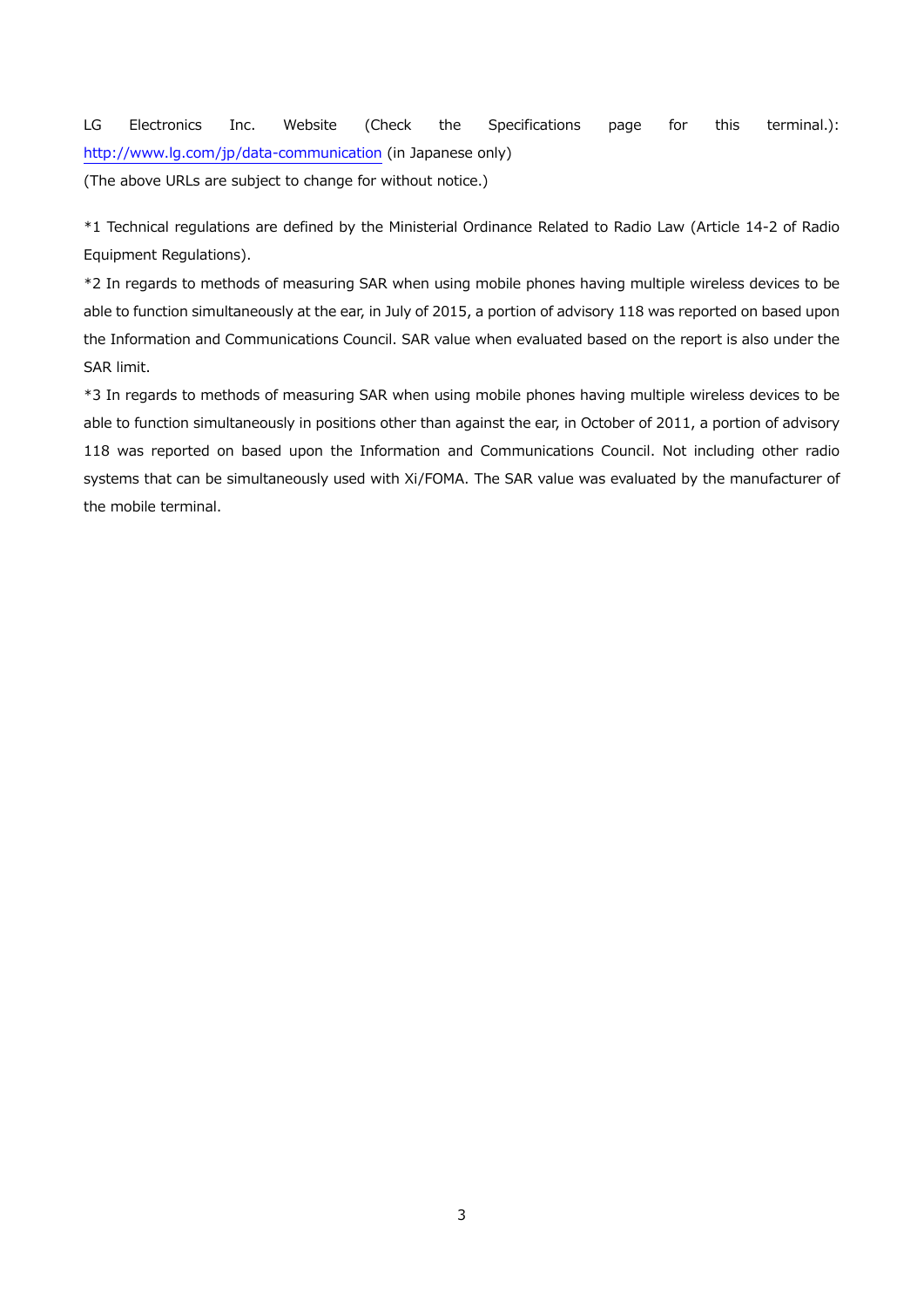LG Electronics Inc. Website (Check the Specifications page for this terminal.): http://www.lg.com/jp/data-communication (in Japanese only)

(The above URLs are subject to change for without notice.)

*1 Technical regulations are defined by the Ministerial Ordinance Related to Radio Law (Article 14-2 of Radio Equipment Regulations).

*2 In regards to methods of measuring SAR when using mobile phones having multiple wireless devices to be able to function simultaneously at the ear, in July of 2015, a portion of advisory 118 was reported on based upon the Information and Communications Council. SAR value when evaluated based on the report is also under the SAR limit.

*3 In regards to methods of measuring SAR when using mobile phones having multiple wireless devices to be able to function simultaneously in positions other than against the ear, in October of 2011, a portion of advisory 118 was reported on based upon the Information and Communications Council. Not including other radio systems that can be simultaneously used with Xi/FOMA. The SAR value was evaluated by the manufacturer of the mobile terminal.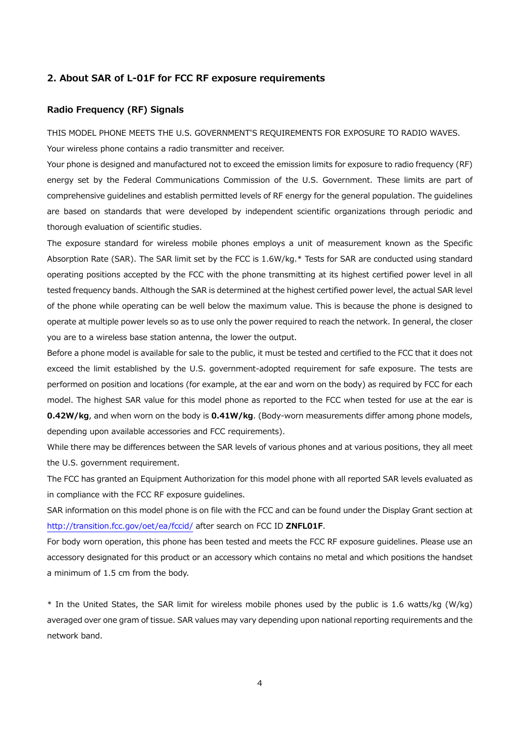## 2. About SAR of L-01F for FCC RF exposure requirements

### Radio Frequency (RF) Signals

THIS MODEL PHONE MEETS THE U.S. GOVERNMENT'S REQUIREMENTS FOR EXPOSURE TO RADIO WAVES.

Your wireless phone contains a radio transmitter and receiver.

Your phone is designed and manufactured not to exceed the emission limits for exposure to radio frequency (RF) energy set by the Federal Communications Commission of the U.S. Government. These limits are part of comprehensive guidelines and establish permitted levels of RF energy for the general population. The guidelines are based on standards that were developed by independent scientific organizations through periodic and thorough evaluation of scientific studies.

The exposure standard for wireless mobile phones employs a unit of measurement known as the Specific Absorption Rate (SAR). The SAR limit set by the FCC is 1.6W/kg.* Tests for SAR are conducted using standard operating positions accepted by the FCC with the phone transmitting at its highest certified power level in all tested frequency bands. Although the SAR is determined at the highest certified power level, the actual SAR level of the phone while operating can be well below the maximum value. This is because the phone is designed to operate at multiple power levels so as to use only the power required to reach the network. In general, the closer you are to a wireless base station antenna, the lower the output.

Before a phone model is available for sale to the public, it must be tested and certified to the FCC that it does not exceed the limit established by the U.S. government-adopted requirement for safe exposure. The tests are performed on position and locations (for example, at the ear and worn on the body) as required by FCC for each model. The highest SAR value for this model phone as reported to the FCC when tested for use at the ear is **0.42W/kg**, and when worn on the body is **0.41W/kg**. (Body-worn measurements differ among phone models, depending upon available accessories and FCC requirements).

While there may be differences between the SAR levels of various phones and at various positions, they all meet the U.S. government requirement.

The FCC has granted an Equipment Authorization for this model phone with all reported SAR levels evaluated as in compliance with the FCC RF exposure guidelines.

SAR information on this model phone is on file with the FCC and can be found under the Display Grant section at http://transition.fcc.gov/oet/ea/fccid/ after search on FCC ID **ZNFL01F**.

For body worn operation, this phone has been tested and meets the FCC RF exposure guidelines. Please use an accessory designated for this product or an accessory which contains no metal and which positions the handset a minimum of 1.5 cm from the body.

* In the United States, the SAR limit for wireless mobile phones used by the public is 1.6 watts/kg (W/kg) averaged over one gram of tissue. SAR values may vary depending upon national reporting requirements and the network band.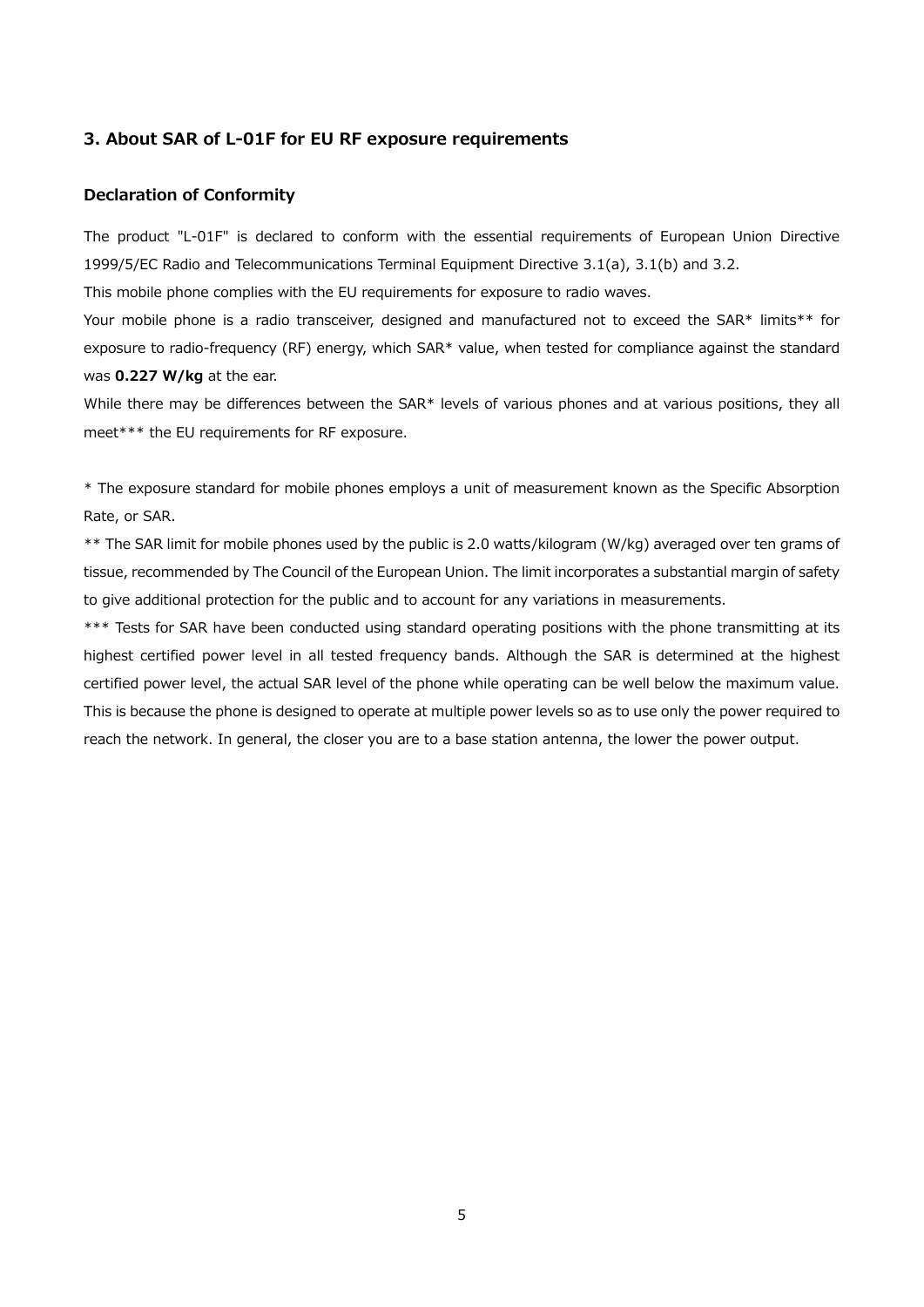## 3. About SAR of L-01F for EU RF exposure requirements

### Declaration of Conformity

The product "L-01F" is declared to conform with the essential requirements of European Union Directive 1999/5/EC Radio and Telecommunications Terminal Equipment Directive 3.1(a), 3.1(b) and 3.2.

This mobile phone complies with the EU requirements for exposure to radio waves.

Your mobile phone is a radio transceiver, designed and manufactured not to exceed the SAR* limits** for exposure to radio-frequency (RF) energy, which SAR* value, when tested for compliance against the standard was **0.227 W/kg** at the ear.

While there may be differences between the SAR* levels of various phones and at various positions, they all meet*** the EU requirements for RF exposure.

* The exposure standard for mobile phones employs a unit of measurement known as the Specific Absorption Rate, or SAR.

** The SAR limit for mobile phones used by the public is 2.0 watts/kilogram (W/kg) averaged over ten grams of tissue, recommended by The Council of the European Union. The limit incorporates a substantial margin of safety to give additional protection for the public and to account for any variations in measurements.

*** Tests for SAR have been conducted using standard operating positions with the phone transmitting at its highest certified power level in all tested frequency bands. Although the SAR is determined at the highest certified power level, the actual SAR level of the phone while operating can be well below the maximum value. This is because the phone is designed to operate at multiple power levels so as to use only the power required to reach the network. In general, the closer you are to a base station antenna, the lower the power output.